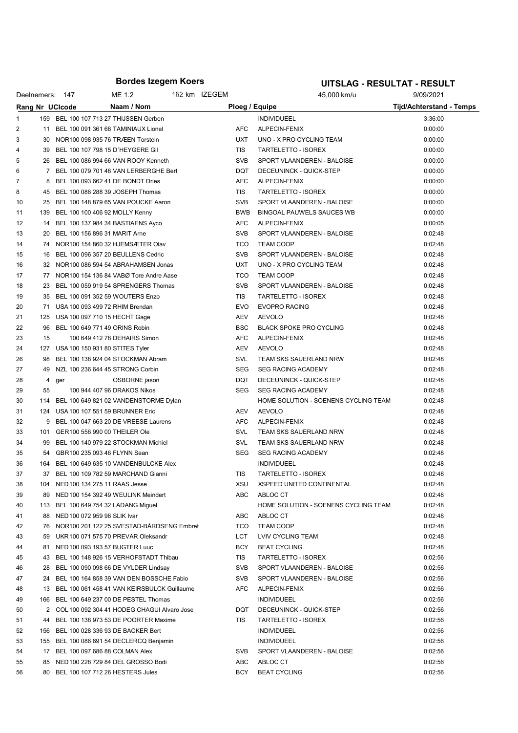# Bordes Izegem Koers

## UITSLAG - RESULTAT - RESULT

Deelnemers: 147 | ME 1.2 | 162 km IZEGEM | 45,000 km/u | 9/09/2021

| Rang | Nr | UCIcode | Naam / Nom | Ploeg / Equipe | | Tijd/Achterstand - Temps |
|---|---|---|---|---|---|---|
| 1 | 159 | BEL 100 107 713 27 | THIJSSEN Gerben | | INDIVIDUEEL | 3:36:00 |
| 2 | 11 | BEL 100 091 361 68 | TAMINIAUX Lionel | AFC | ALPECIN-FENIX | 0:00:00 |
| 3 | 30 | NOR100 098 935 76 | TRÆEN Torstein | UXT | UNO - X PRO CYCLING TEAM | 0:00:00 |
| 4 | 39 | BEL 100 107 798 15 | D´HEYGERE Gil | TIS | TARTELETTO - ISOREX | 0:00:00 |
| 5 | 26 | BEL 100 086 994 66 | VAN ROOY Kenneth | SVB | SPORT VLAANDEREN - BALOISE | 0:00:00 |
| 6 | 7 | BEL 100 079 701 48 | VAN LERBERGHE Bert | DQT | DECEUNINCK - QUICK-STEP | 0:00:00 |
| 7 | 8 | BEL 100 093 662 41 | DE BONDT Dries | AFC | ALPECIN-FENIX | 0:00:00 |
| 8 | 45 | BEL 100 086 288 39 | JOSEPH Thomas | TIS | TARTELETTO - ISOREX | 0:00:00 |
| 10 | 25 | BEL 100 148 879 65 | VAN POUCKE Aaron | SVB | SPORT VLAANDEREN - BALOISE | 0:00:00 |
| 11 | 139 | BEL 100 100 406 92 | MOLLY Kenny | BWB | BINGOAL PAUWELS SAUCES WB | 0:00:00 |
| 12 | 14 | BEL 100 137 984 34 | BASTIAENS Ayco | AFC | ALPECIN-FENIX | 0:00:05 |
| 13 | 20 | BEL 100 156 896 31 | MARIT Arne | SVB | SPORT VLAANDEREN - BALOISE | 0:02:48 |
| 14 | 74 | NOR100 154 860 32 | HJEMSÆTER Olav | TCO | TEAM COOP | 0:02:48 |
| 15 | 16 | BEL 100 096 357 20 | BEULLENS Cedric | SVB | SPORT VLAANDEREN - BALOISE | 0:02:48 |
| 16 | 32 | NOR100 086 594 54 | ABRAHAMSEN Jonas | UXT | UNO - X PRO CYCLING TEAM | 0:02:48 |
| 17 | 77 | NOR100 154 136 84 | VABØ Tore Andre Aase | TCO | TEAM COOP | 0:02:48 |
| 18 | 23 | BEL 100 059 919 54 | SPRENGERS Thomas | SVB | SPORT VLAANDEREN - BALOISE | 0:02:48 |
| 19 | 35 | BEL 100 091 352 59 | WOUTERS Enzo | TIS | TARTELETTO - ISOREX | 0:02:48 |
| 20 | 71 | USA 100 093 499 72 | RHIM Brendan | EVO | EVOPRO RACING | 0:02:48 |
| 21 | 125 | USA 100 097 710 15 | HECHT Gage | AEV | AEVOLO | 0:02:48 |
| 22 | 96 | BEL 100 649 771 49 | ORINS Robin | BSC | BLACK SPOKE PRO CYCLING | 0:02:48 |
| 23 | 15 | 100 649 412 78 | DEHAIRS Simon | AFC | ALPECIN-FENIX | 0:02:48 |
| 24 | 127 | USA 100 150 931 80 | STITES Tyler | AEV | AEVOLO | 0:02:48 |
| 26 | 98 | BEL 100 138 924 04 | STOCKMAN Abram | SVL | TEAM SKS SAUERLAND NRW | 0:02:48 |
| 27 | 49 | NZL 100 236 644 45 | STRONG Corbin | SEG | SEG RACING ACADEMY | 0:02:48 |
| 28 | 4 | ger | OSBORNE jason | DQT | DECEUNINCK - QUICK-STEP | 0:02:48 |
| 29 | 55 | 100 944 407 96 | DRAKOS Nikos | SEG | SEG RACING ACADEMY | 0:02:48 |
| 30 | 114 | BEL 100 649 821 02 | VANDENSTORME Dylan | | HOME SOLUTION - SOENENS CYCLING TEAM | 0:02:48 |
| 31 | 124 | USA 100 107 551 59 | BRUNNER Eric | AEV | AEVOLO | 0:02:48 |
| 32 | 9 | BEL 100 047 663 20 | DE VREESE Laurens | AFC | ALPECIN-FENIX | 0:02:48 |
| 33 | 101 | GER100 556 990 00 | THEILER Ole | SVL | TEAM SKS SAUERLAND NRW | 0:02:48 |
| 34 | 99 | BEL 100 140 979 22 | STOCKMAN Michiel | SVL | TEAM SKS SAUERLAND NRW | 0:02:48 |
| 35 | 54 | GBR100 235 093 46 | FLYNN Sean | SEG | SEG RACING ACADEMY | 0:02:48 |
| 36 | 164 | BEL 100 649 635 10 | VANDENBULCKE Alex | | INDIVIDUEEL | 0:02:48 |
| 37 | 37 | BEL 100 109 782 59 | MARCHAND Gianni | TIS | TARTELETTO - ISOREX | 0:02:48 |
| 38 | 104 | NED100 134 275 11 | RAAS Jesse | XSU | XSPEED UNITED CONTINENTAL | 0:02:48 |
| 39 | 89 | NED100 154 392 49 | WEULINK Meindert | ABC | ABLOC CT | 0:02:48 |
| 40 | 113 | BEL 100 649 754 32 | LADANG Miguel | | HOME SOLUTION - SOENENS CYCLING TEAM | 0:02:48 |
| 41 | 88 | NED100 072 959 96 | SLIK Ivar | ABC | ABLOC CT | 0:02:48 |
| 42 | 76 | NOR100 201 122 25 | SVESTAD-BÅRDSENG Embret | TCO | TEAM COOP | 0:02:48 |
| 43 | 59 | UKR100 071 575 70 | PREVAR Oleksandr | LCT | LVIV CYCLING TEAM | 0:02:48 |
| 44 | 81 | NED100 093 193 57 | BUGTER Luuc | BCY | BEAT CYCLING | 0:02:48 |
| 45 | 43 | BEL 100 148 926 15 | VERHOFSTADT Thibau | TIS | TARTELETTO - ISOREX | 0:02:56 |
| 46 | 28 | BEL 100 090 098 66 | DE VYLDER Lindsay | SVB | SPORT VLAANDEREN - BALOISE | 0:02:56 |
| 47 | 24 | BEL 100 164 858 39 | VAN DEN BOSSCHE Fabio | SVB | SPORT VLAANDEREN - BALOISE | 0:02:56 |
| 48 | 13 | BEL 100 061 458 41 | VAN KEIRSBULCK Guillaume | AFC | ALPECIN-FENIX | 0:02:56 |
| 49 | 166 | BEL 100 649 237 00 | DE PESTEL Thomas | | INDIVIDUEEL | 0:02:56 |
| 50 | 2 | COL100 092 304 41 | HODEG CHAGUI Alvaro Jose | DQT | DECEUNINCK - QUICK-STEP | 0:02:56 |
| 51 | 44 | BEL 100 138 973 53 | DE POORTER Maxime | TIS | TARTELETTO - ISOREX | 0:02:56 |
| 52 | 156 | BEL 100 028 336 93 | DE BACKER Bert | | INDIVIDUEEL | 0:02:56 |
| 53 | 155 | BEL 100 086 691 54 | DECLERCQ Benjamin | | INDIVIDUEEL | 0:02:56 |
| 54 | 17 | BEL 100 097 686 88 | COLMAN Alex | SVB | SPORT VLAANDEREN - BALOISE | 0:02:56 |
| 55 | 85 | NED100 228 729 84 | DEL GROSSO Bodi | ABC | ABLOC CT | 0:02:56 |
| 56 | 80 | BEL 100 107 712 26 | HESTERS Jules | BCY | BEAT CYCLING | 0:02:56 |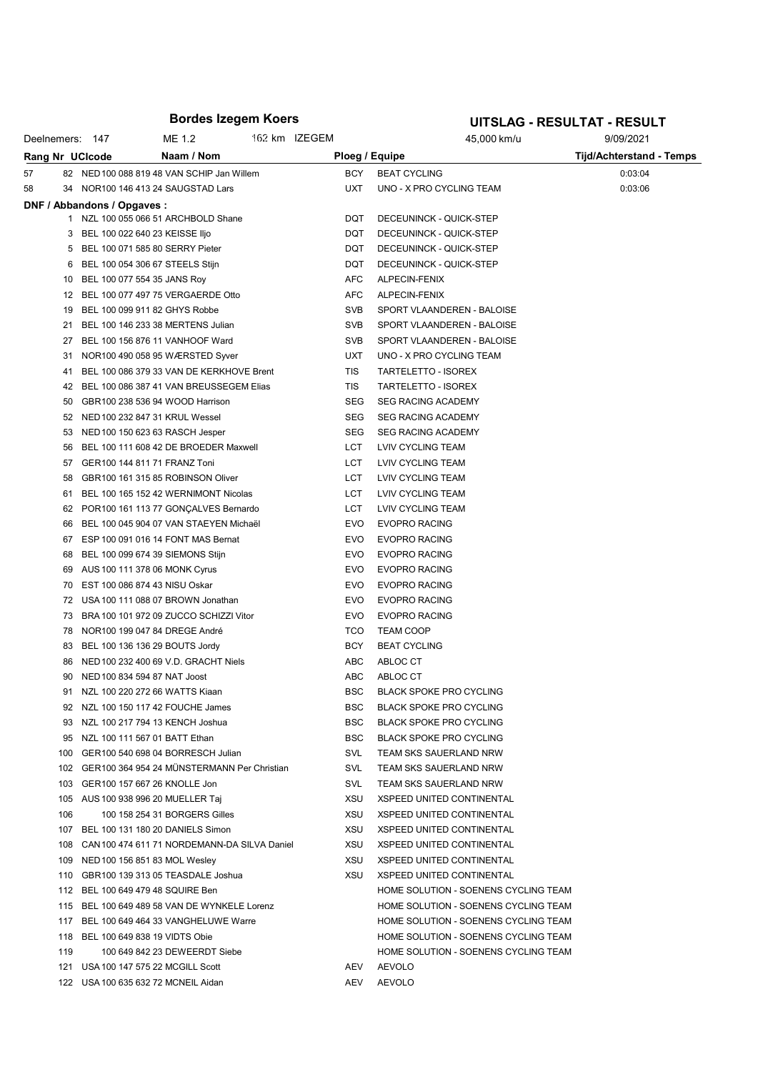# Bordes Izegem Koers

## UITSLAG - RESULTAT - RESULT

Deelnemers: 147 | ME 1.2 | 162 km IZEGEM | 45,000 km/u | 9/09/2021

| Rang | Nr | UCIcode | Naam / Nom | Ploeg / Equipe | | Tijd/Achterstand - Temps |
|---|---|---|---|---|---|---|
| 57 | 82 | NED 100 088 819 48 | VAN SCHIP Jan Willem | BCY | BEAT CYCLING | 0:03:04 |
| 58 | 34 | NOR 100 146 413 24 | SAUGSTAD Lars | UXT | UNO - X PRO CYCLING TEAM | 0:03:06 |

**DNF / Abbandons / Opgaves :**

| Nr | UCIcode | Naam / Nom | Ploeg / Equipe | |
|---|---|---|---|---|
| 1 | NZL 100 055 066 51 | ARCHBOLD Shane | DQT | DECEUNINCK - QUICK-STEP |
| 3 | BEL 100 022 640 23 | KEISSE Iljo | DQT | DECEUNINCK - QUICK-STEP |
| 5 | BEL 100 071 585 80 | SERRY Pieter | DQT | DECEUNINCK - QUICK-STEP |
| 6 | BEL 100 054 306 67 | STEELS Stijn | DQT | DECEUNINCK - QUICK-STEP |
| 10 | BEL 100 077 554 35 | JANS Roy | AFC | ALPECIN-FENIX |
| 12 | BEL 100 077 497 75 | VERGAERDE Otto | AFC | ALPECIN-FENIX |
| 19 | BEL 100 099 911 82 | GHYS Robbe | SVB | SPORT VLAANDEREN - BALOISE |
| 21 | BEL 100 146 233 38 | MERTENS Julian | SVB | SPORT VLAANDEREN - BALOISE |
| 27 | BEL 100 156 876 11 | VANHOOF Ward | SVB | SPORT VLAANDEREN - BALOISE |
| 31 | NOR 100 490 058 95 | WÆRSTED Syver | UXT | UNO - X PRO CYCLING TEAM |
| 41 | BEL 100 086 379 33 | VAN DE KERKHOVE Brent | TIS | TARTELETTO - ISOREX |
| 42 | BEL 100 086 387 41 | VAN BREUSSEGEM Elias | TIS | TARTELETTO - ISOREX |
| 50 | GBR 100 238 536 94 | WOOD Harrison | SEG | SEG RACING ACADEMY |
| 52 | NED 100 232 847 31 | KRUL Wessel | SEG | SEG RACING ACADEMY |
| 53 | NED 100 150 623 63 | RASCH Jesper | SEG | SEG RACING ACADEMY |
| 56 | BEL 100 111 608 42 | DE BROEDER Maxwell | LCT | LVIV CYCLING TEAM |
| 57 | GER 100 144 811 71 | FRANZ Toni | LCT | LVIV CYCLING TEAM |
| 58 | GBR 100 161 315 85 | ROBINSON Oliver | LCT | LVIV CYCLING TEAM |
| 61 | BEL 100 165 152 42 | WERNIMONT Nicolas | LCT | LVIV CYCLING TEAM |
| 62 | POR 100 161 113 77 | GONÇALVES Bernardo | LCT | LVIV CYCLING TEAM |
| 66 | BEL 100 045 904 07 | VAN STAEYEN Michaël | EVO | EVOPRO RACING |
| 67 | ESP 100 091 016 14 | FONT MAS Bernat | EVO | EVOPRO RACING |
| 68 | BEL 100 099 674 39 | SIEMONS Stijn | EVO | EVOPRO RACING |
| 69 | AUS 100 111 378 06 | MONK Cyrus | EVO | EVOPRO RACING |
| 70 | EST 100 086 874 43 | NISU Oskar | EVO | EVOPRO RACING |
| 72 | USA 100 111 088 07 | BROWN Jonathan | EVO | EVOPRO RACING |
| 73 | BRA 100 101 972 09 | ZUCCO SCHIZZI Vitor | EVO | EVOPRO RACING |
| 78 | NOR 100 199 047 84 | DREGE André | TCO | TEAM COOP |
| 83 | BEL 100 136 136 29 | BOUTS Jordy | BCY | BEAT CYCLING |
| 86 | NED 100 232 400 69 | V.D. GRACHT Niels | ABC | ABLOC CT |
| 90 | NED 100 834 594 87 | NAT Joost | ABC | ABLOC CT |
| 91 | NZL 100 220 272 66 | WATTS Kiaan | BSC | BLACK SPOKE PRO CYCLING |
| 92 | NZL 100 150 117 42 | FOUCHE James | BSC | BLACK SPOKE PRO CYCLING |
| 93 | NZL 100 217 794 13 | KENCH Joshua | BSC | BLACK SPOKE PRO CYCLING |
| 95 | NZL 100 111 567 01 | BATT Ethan | BSC | BLACK SPOKE PRO CYCLING |
| 100 | GER 100 540 698 04 | BORRESCH Julian | SVL | TEAM SKS SAUERLAND NRW |
| 102 | GER 100 364 954 24 | MÜNSTERMANN Per Christian | SVL | TEAM SKS SAUERLAND NRW |
| 103 | GER 100 157 667 26 | KNOLLE Jon | SVL | TEAM SKS SAUERLAND NRW |
| 105 | AUS 100 938 996 20 | MUELLER Taj | XSU | XSPEED UNITED CONTINENTAL |
| 106 | 100 158 254 31 | BORGERS Gilles | XSU | XSPEED UNITED CONTINENTAL |
| 107 | BEL 100 131 180 20 | DANIELS Simon | XSU | XSPEED UNITED CONTINENTAL |
| 108 | CAN 100 474 611 71 | NORDEMANN-DA SILVA Daniel | XSU | XSPEED UNITED CONTINENTAL |
| 109 | NED 100 156 851 83 | MOL Wesley | XSU | XSPEED UNITED CONTINENTAL |
| 110 | GBR 100 139 313 05 | TEASDALE Joshua | XSU | XSPEED UNITED CONTINENTAL |
| 112 | BEL 100 649 479 48 | SQUIRE Ben | | HOME SOLUTION - SOENENS CYCLING TEAM |
| 115 | BEL 100 649 489 58 | VAN DE WYNKELE Lorenz | | HOME SOLUTION - SOENENS CYCLING TEAM |
| 117 | BEL 100 649 464 33 | VANGHELUWE Warre | | HOME SOLUTION - SOENENS CYCLING TEAM |
| 118 | BEL 100 649 838 19 | VIDTS Obie | | HOME SOLUTION - SOENENS CYCLING TEAM |
| 119 | 100 649 842 23 | DEWEERDT Siebe | | HOME SOLUTION - SOENENS CYCLING TEAM |
| 121 | USA 100 147 575 22 | MCGILL Scott | AEV | AEVOLO |
| 122 | USA 100 635 632 72 | MCNEIL Aidan | AEV | AEVOLO |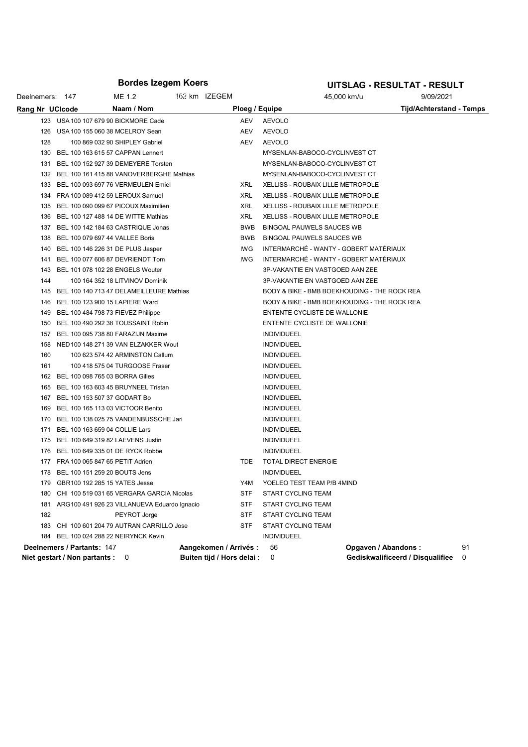# Bordes Izegem Koers

## UITSLAG - RESULTAT - RESULT

Deelnemers: 147 | ME 1.2 | 162 km IZEGEM | 45,000 km/u | 9/09/2021

| Rang | Nr | UCIcode | Naam / Nom | Ploeg / Equipe | | Tijd/Achterstand - Temps |
|---|---|---|---|---|---|---|
| 123 | | USA 100 107 679 90 | BICKMORE Cade | AEV | AEVOLO | |
| 126 | | USA 100 155 060 38 | MCELROY Sean | AEV | AEVOLO | |
| 128 | | 100 869 032 90 | SHIPLEY Gabriel | AEV | AEVOLO | |
| 130 | | BEL 100 163 615 57 | CAPPAN Lennert | | MYSENLAN-BABOCO-CYCLINVEST CT | |
| 131 | | BEL 100 152 927 39 | DEMEYERE Torsten | | MYSENLAN-BABOCO-CYCLINVEST CT | |
| 132 | | BEL 100 161 415 88 | VANOVERBERGHE Mathias | | MYSENLAN-BABOCO-CYCLINVEST CT | |
| 133 | | BEL 100 093 697 76 | VERMEULEN Emiel | XRL | XELLISS - ROUBAIX LILLE METROPOLE | |
| 134 | | FRA 100 089 412 59 | LEROUX Samuel | XRL | XELLISS - ROUBAIX LILLE METROPOLE | |
| 135 | | BEL 100 090 099 67 | PICOUX Maximilien | XRL | XELLISS - ROUBAIX LILLE METROPOLE | |
| 136 | | BEL 100 127 488 14 | DE WITTE Mathias | XRL | XELLISS - ROUBAIX LILLE METROPOLE | |
| 137 | | BEL 100 142 184 63 | CASTRIQUE Jonas | BWB | BINGOAL PAUWELS SAUCES WB | |
| 138 | | BEL 100 079 697 44 | VALLEE Boris | BWB | BINGOAL PAUWELS SAUCES WB | |
| 140 | | BEL 100 146 226 31 | DE PLUS Jasper | IWG | INTERMARCHÉ - WANTY - GOBERT MATÉRIAUX | |
| 141 | | BEL 100 077 606 87 | DEVRIENDT Tom | IWG | INTERMARCHÉ - WANTY - GOBERT MATÉRIAUX | |
| 143 | | BEL 101 078 102 28 | ENGELS Wouter | | 3P-VAKANTIE EN VASTGOED AAN ZEE | |
| 144 | | 100 164 352 18 | LITVINOV Dominik | | 3P-VAKANTIE EN VASTGOED AAN ZEE | |
| 145 | | BEL 100 140 713 47 | DELAMEILLEURE Mathias | | BODY & BIKE - BMB BOEKHOUDING - THE ROCK REA | |
| 146 | | BEL 100 123 900 15 | LAPIERE Ward | | BODY & BIKE - BMB BOEKHOUDING - THE ROCK REA | |
| 149 | | BEL 100 484 798 73 | FIEVEZ Philippe | | ENTENTE CYCLISTE DE WALLONIE | |
| 150 | | BEL 100 490 292 38 | TOUSSAINT Robin | | ENTENTE CYCLISTE DE WALLONIE | |
| 157 | | BEL 100 095 738 80 | FARAZIJN Maxime | | INDIVIDUEEL | |
| 158 | | NED 100 148 271 39 | VAN ELZAKKER Wout | | INDIVIDUEEL | |
| 160 | | 100 623 574 42 | ARMINSTON Callum | | INDIVIDUEEL | |
| 161 | | 100 418 575 04 | TURGOOSE Fraser | | INDIVIDUEEL | |
| 162 | | BEL 100 098 765 03 | BORRA Gilles | | INDIVIDUEEL | |
| 165 | | BEL 100 163 603 45 | BRUYNEEL Tristan | | INDIVIDUEEL | |
| 167 | | BEL 100 153 507 37 | GODART Bo | | INDIVIDUEEL | |
| 169 | | BEL 100 165 113 03 | VICTOOR Benito | | INDIVIDUEEL | |
| 170 | | BEL 100 138 025 75 | VANDENBUSSCHE Jari | | INDIVIDUEEL | |
| 171 | | BEL 100 163 659 04 | COLLIE Lars | | INDIVIDUEEL | |
| 175 | | BEL 100 649 319 82 | LAEVENS Justin | | INDIVIDUEEL | |
| 176 | | BEL 100 649 335 01 | DE RYCK Robbe | | INDIVIDUEEL | |
| 177 | | FRA 100 065 847 65 | PETIT Adrien | TDE | TOTAL DIRECT ENERGIE | |
| 178 | | BEL 100 151 259 20 | BOUTS Jens | | INDIVIDUEEL | |
| 179 | | GBR 100 192 285 15 | YATES Jesse | Y4M | YOELEO TEST TEAM P/B 4MIND | |
| 180 | | CHI 100 519 031 65 | VERGARA GARCIA Nicolas | STF | START CYCLING TEAM | |
| 181 | | ARG 100 491 926 23 | VILLANUEVA Eduardo Ignacio | STF | START CYCLING TEAM | |
| 182 | | | PEYROT Jorge | STF | START CYCLING TEAM | |
| 183 | | CHI 100 601 204 79 | AUTRAN CARRILLO Jose | STF | START CYCLING TEAM | |
| 184 | | BEL 100 024 288 22 | NEIRYNCK Kevin | | INDIVIDUEEL | |

| | | | | | |
|---|---|---|---|---|---|
| Deelnemers / Partants: | 147 | Aangekomen / Arrivés : | 56 | Opgaven / Abandons : | 91 |
| Niet gestart / Non partants : | 0 | Buiten tijd / Hors delai : | 0 | Gediskwalificeerd / Disqualifiee | 0 |